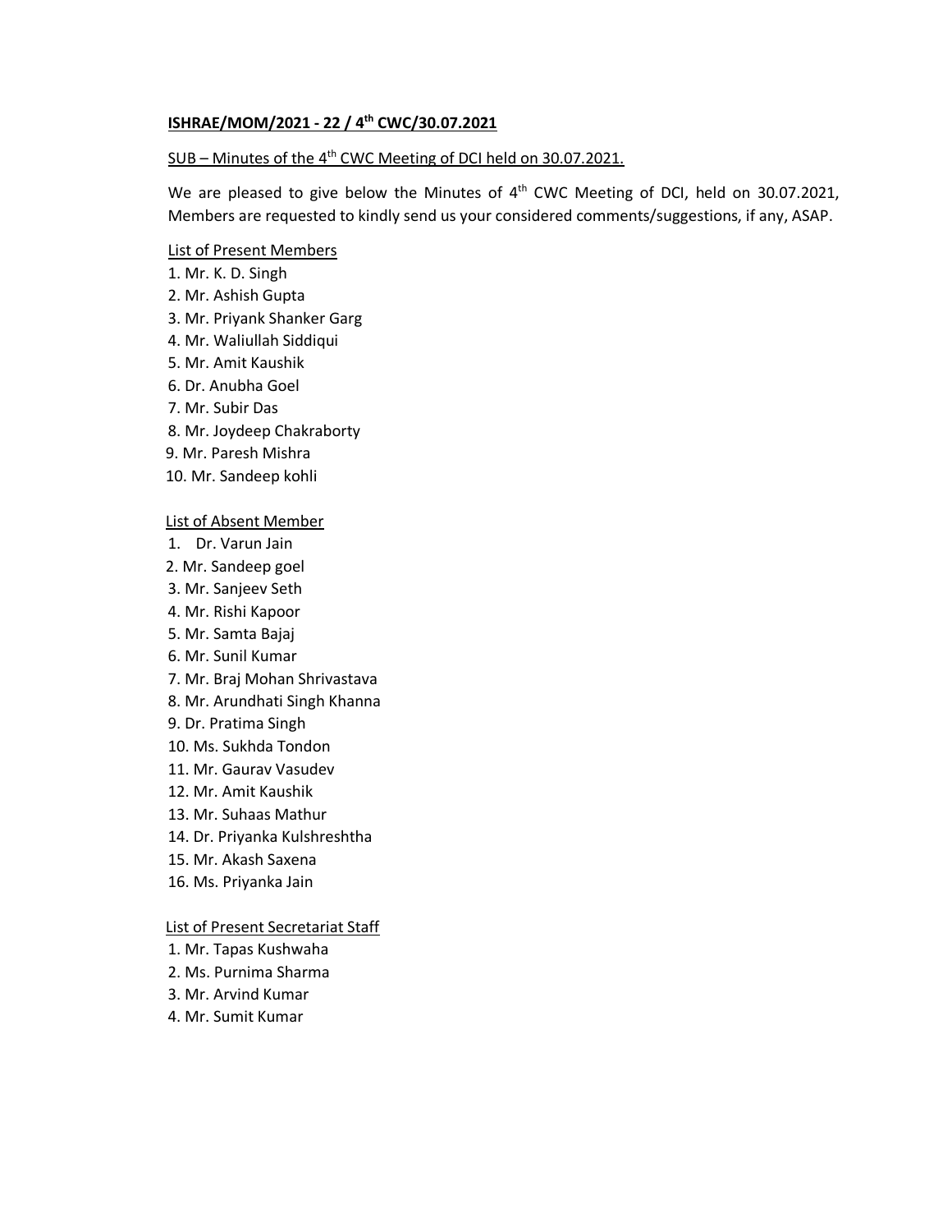**ISHRAE/MOM/2021 - 22 / 4th CWC/30.07.2021**

SUB – Minutes of the 4th CWC Meeting of DCI held on 30.07.2021.

We are pleased to give below the Minutes of 4th CWC Meeting of DCI, held on 30.07.2021, Members are requested to kindly send us your considered comments/suggestions, if any, ASAP.

List of Present Members

1. Mr. K. D. Singh
2. Mr. Ashish Gupta
3. Mr. Priyank Shanker Garg
4. Mr. Waliullah Siddiqui
5. Mr. Amit Kaushik
6. Dr. Anubha Goel
7. Mr. Subir Das
8. Mr. Joydeep Chakraborty
9. Mr. Paresh Mishra
10. Mr. Sandeep kohli

List of Absent Member

1. Dr. Varun Jain
2. Mr. Sandeep goel
3. Mr. Sanjeev Seth
4. Mr. Rishi Kapoor
5. Mr. Samta Bajaj
6. Mr. Sunil Kumar
7. Mr. Braj Mohan Shrivastava
8. Mr. Arundhati Singh Khanna
9. Dr. Pratima Singh
10. Ms. Sukhda Tondon
11. Mr. Gaurav Vasudev
12. Mr. Amit Kaushik
13. Mr. Suhaas Mathur
14. Dr. Priyanka Kulshreshtha
15. Mr. Akash Saxena
16. Ms. Priyanka Jain

List of Present Secretariat Staff

1. Mr. Tapas Kushwaha
2. Ms. Purnima Sharma
3. Mr. Arvind Kumar
4. Mr. Sumit Kumar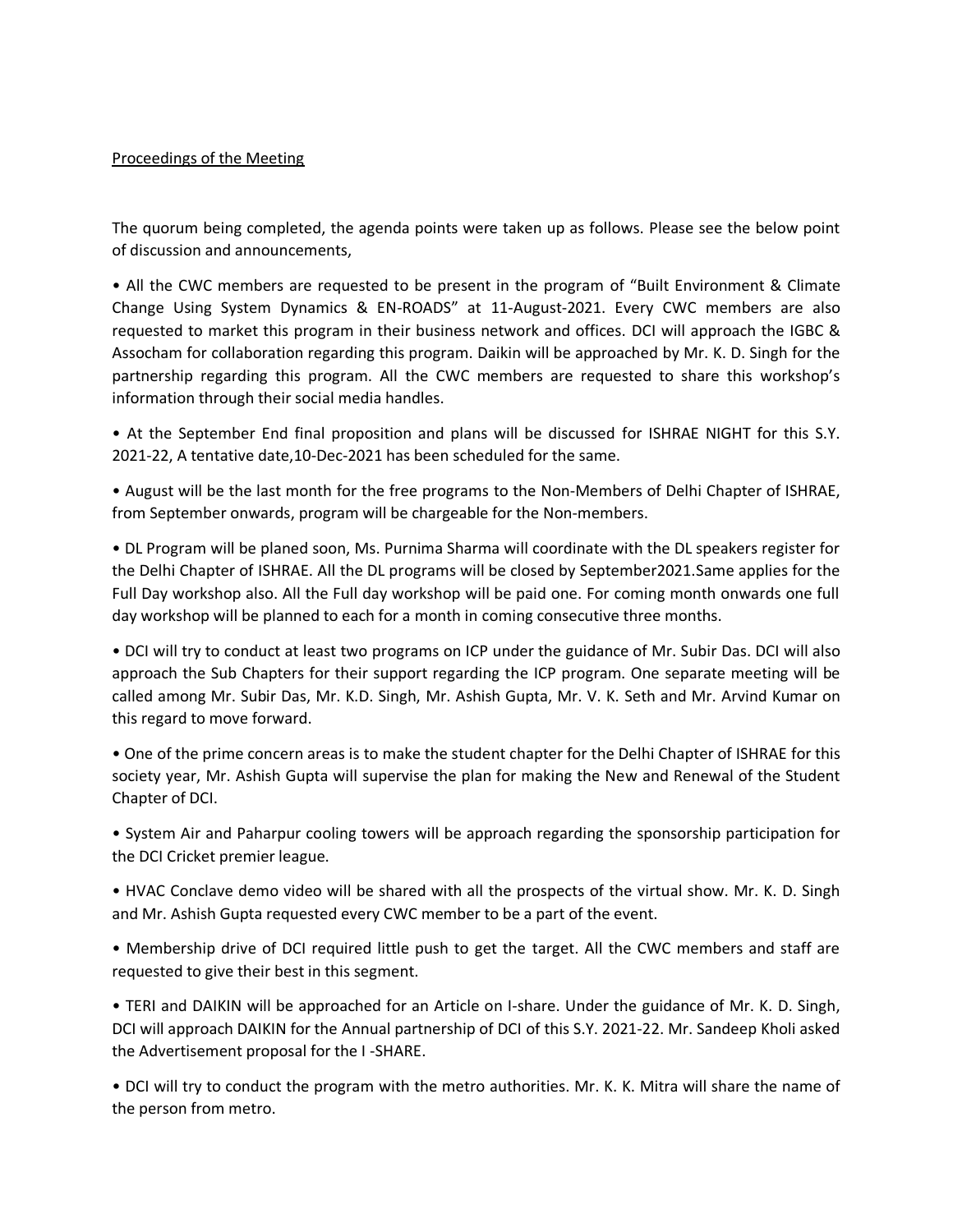Proceedings of the Meeting

The quorum being completed, the agenda points were taken up as follows. Please see the below point of discussion and announcements,

- All the CWC members are requested to be present in the program of "Built Environment & Climate Change Using System Dynamics & EN-ROADS" at 11-August-2021. Every CWC members are also requested to market this program in their business network and offices. DCI will approach the IGBC & Assocham for collaboration regarding this program. Daikin will be approached by Mr. K. D. Singh for the partnership regarding this program. All the CWC members are requested to share this workshop's information through their social media handles.
- At the September End final proposition and plans will be discussed for ISHRAE NIGHT for this S.Y. 2021-22, A tentative date,10-Dec-2021 has been scheduled for the same.
- August will be the last month for the free programs to the Non-Members of Delhi Chapter of ISHRAE, from September onwards, program will be chargeable for the Non-members.
- DL Program will be planed soon, Ms. Purnima Sharma will coordinate with the DL speakers register for the Delhi Chapter of ISHRAE. All the DL programs will be closed by September2021.Same applies for the Full Day workshop also. All the Full day workshop will be paid one. For coming month onwards one full day workshop will be planned to each for a month in coming consecutive three months.
- DCI will try to conduct at least two programs on ICP under the guidance of Mr. Subir Das. DCI will also approach the Sub Chapters for their support regarding the ICP program. One separate meeting will be called among Mr. Subir Das, Mr. K.D. Singh, Mr. Ashish Gupta, Mr. V. K. Seth and Mr. Arvind Kumar on this regard to move forward.
- One of the prime concern areas is to make the student chapter for the Delhi Chapter of ISHRAE for this society year, Mr. Ashish Gupta will supervise the plan for making the New and Renewal of the Student Chapter of DCI.
- System Air and Paharpur cooling towers will be approach regarding the sponsorship participation for the DCI Cricket premier league.
- HVAC Conclave demo video will be shared with all the prospects of the virtual show. Mr. K. D. Singh and Mr. Ashish Gupta requested every CWC member to be a part of the event.
- Membership drive of DCI required little push to get the target. All the CWC members and staff are requested to give their best in this segment.
- TERI and DAIKIN will be approached for an Article on I-share. Under the guidance of Mr. K. D. Singh, DCI will approach DAIKIN for the Annual partnership of DCI of this S.Y. 2021-22. Mr. Sandeep Kholi asked the Advertisement proposal for the I -SHARE.
- DCI will try to conduct the program with the metro authorities. Mr. K. K. Mitra will share the name of the person from metro.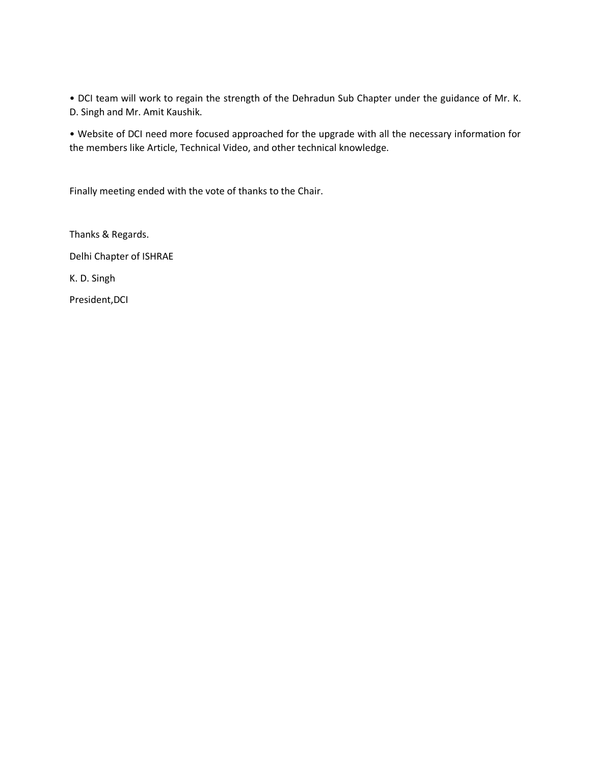- DCI team will work to regain the strength of the Dehradun Sub Chapter under the guidance of Mr. K. D. Singh and Mr. Amit Kaushik.
- Website of DCI need more focused approached for the upgrade with all the necessary information for the members like Article, Technical Video, and other technical knowledge.

Finally meeting ended with the vote of thanks to the Chair.

Thanks & Regards.

Delhi Chapter of ISHRAE

K. D. Singh

President,DCI